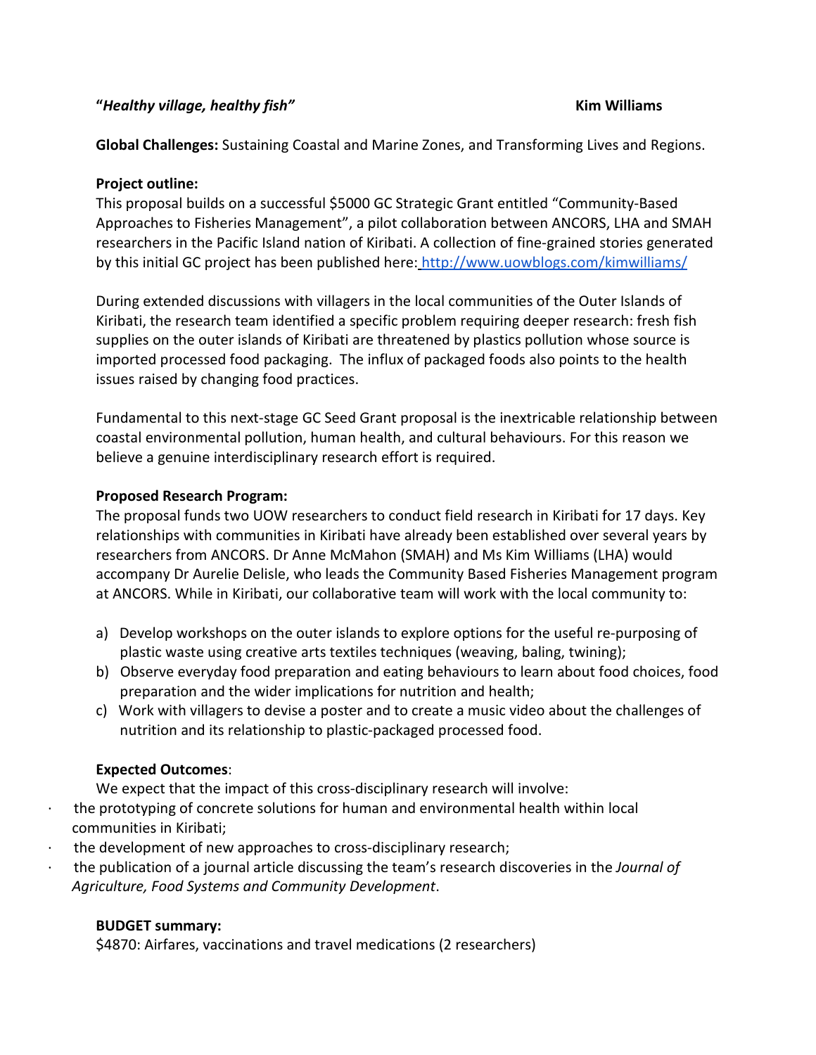**"*Healthy village, healthy fish*"** **Kim Williams**

**Global Challenges:** Sustaining Coastal and Marine Zones, and Transforming Lives and Regions.

**Project outline:**
This proposal builds on a successful $5000 GC Strategic Grant entitled "Community-Based Approaches to Fisheries Management", a pilot collaboration between ANCORS, LHA and SMAH researchers in the Pacific Island nation of Kiribati. A collection of fine-grained stories generated by this initial GC project has been published here: http://www.uowblogs.com/kimwilliams/

During extended discussions with villagers in the local communities of the Outer Islands of Kiribati, the research team identified a specific problem requiring deeper research: fresh fish supplies on the outer islands of Kiribati are threatened by plastics pollution whose source is imported processed food packaging. The influx of packaged foods also points to the health issues raised by changing food practices.

Fundamental to this next-stage GC Seed Grant proposal is the inextricable relationship between coastal environmental pollution, human health, and cultural behaviours. For this reason we believe a genuine interdisciplinary research effort is required.

**Proposed Research Program:**
The proposal funds two UOW researchers to conduct field research in Kiribati for 17 days. Key relationships with communities in Kiribati have already been established over several years by researchers from ANCORS. Dr Anne McMahon (SMAH) and Ms Kim Williams (LHA) would accompany Dr Aurelie Delisle, who leads the Community Based Fisheries Management program at ANCORS. While in Kiribati, our collaborative team will work with the local community to:

a) Develop workshops on the outer islands to explore options for the useful re-purposing of plastic waste using creative arts textiles techniques (weaving, baling, twining);
b) Observe everyday food preparation and eating behaviours to learn about food choices, food preparation and the wider implications for nutrition and health;
c) Work with villagers to devise a poster and to create a music video about the challenges of nutrition and its relationship to plastic-packaged processed food.

**Expected Outcomes**:
We expect that the impact of this cross-disciplinary research will involve:

- the prototyping of concrete solutions for human and environmental health within local communities in Kiribati;
- the development of new approaches to cross-disciplinary research;
- the publication of a journal article discussing the team's research discoveries in the *Journal of Agriculture, Food Systems and Community Development*.

**BUDGET summary:**
$4870: Airfares, vaccinations and travel medications (2 researchers)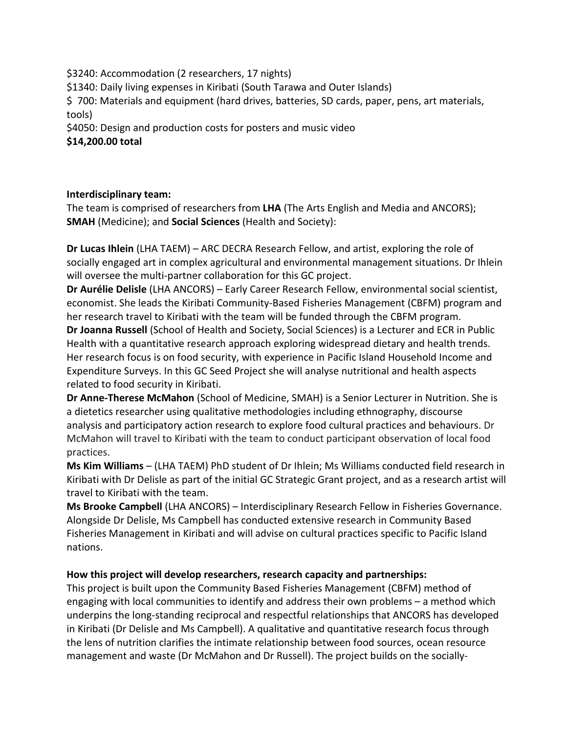$3240: Accommodation (2 researchers, 17 nights)
$1340: Daily living expenses in Kiribati (South Tarawa and Outer Islands)
$ 700: Materials and equipment (hard drives, batteries, SD cards, paper, pens, art materials, tools)
$4050: Design and production costs for posters and music video
**$14,200.00 total**

**Interdisciplinary team:**
The team is comprised of researchers from **LHA** (The Arts English and Media and ANCORS); **SMAH** (Medicine); and **Social Sciences** (Health and Society):

**Dr Lucas Ihlein** (LHA TAEM) – ARC DECRA Research Fellow, and artist, exploring the role of socially engaged art in complex agricultural and environmental management situations. Dr Ihlein will oversee the multi-partner collaboration for this GC project.
**Dr Aurélie Delisle** (LHA ANCORS) – Early Career Research Fellow, environmental social scientist, economist. She leads the Kiribati Community-Based Fisheries Management (CBFM) program and her research travel to Kiribati with the team will be funded through the CBFM program.
**Dr Joanna Russell** (School of Health and Society, Social Sciences) is a Lecturer and ECR in Public Health with a quantitative research approach exploring widespread dietary and health trends. Her research focus is on food security, with experience in Pacific Island Household Income and Expenditure Surveys. In this GC Seed Project she will analyse nutritional and health aspects related to food security in Kiribati.
**Dr Anne-Therese McMahon** (School of Medicine, SMAH) is a Senior Lecturer in Nutrition. She is a dietetics researcher using qualitative methodologies including ethnography, discourse analysis and participatory action research to explore food cultural practices and behaviours. Dr McMahon will travel to Kiribati with the team to conduct participant observation of local food practices.
**Ms Kim Williams** – (LHA TAEM) PhD student of Dr Ihlein; Ms Williams conducted field research in Kiribati with Dr Delisle as part of the initial GC Strategic Grant project, and as a research artist will travel to Kiribati with the team.
**Ms Brooke Campbell** (LHA ANCORS) – Interdisciplinary Research Fellow in Fisheries Governance. Alongside Dr Delisle, Ms Campbell has conducted extensive research in Community Based Fisheries Management in Kiribati and will advise on cultural practices specific to Pacific Island nations.

**How this project will develop researchers, research capacity and partnerships:**
This project is built upon the Community Based Fisheries Management (CBFM) method of engaging with local communities to identify and address their own problems – a method which underpins the long-standing reciprocal and respectful relationships that ANCORS has developed in Kiribati (Dr Delisle and Ms Campbell). A qualitative and quantitative research focus through the lens of nutrition clarifies the intimate relationship between food sources, ocean resource management and waste (Dr McMahon and Dr Russell). The project builds on the socially-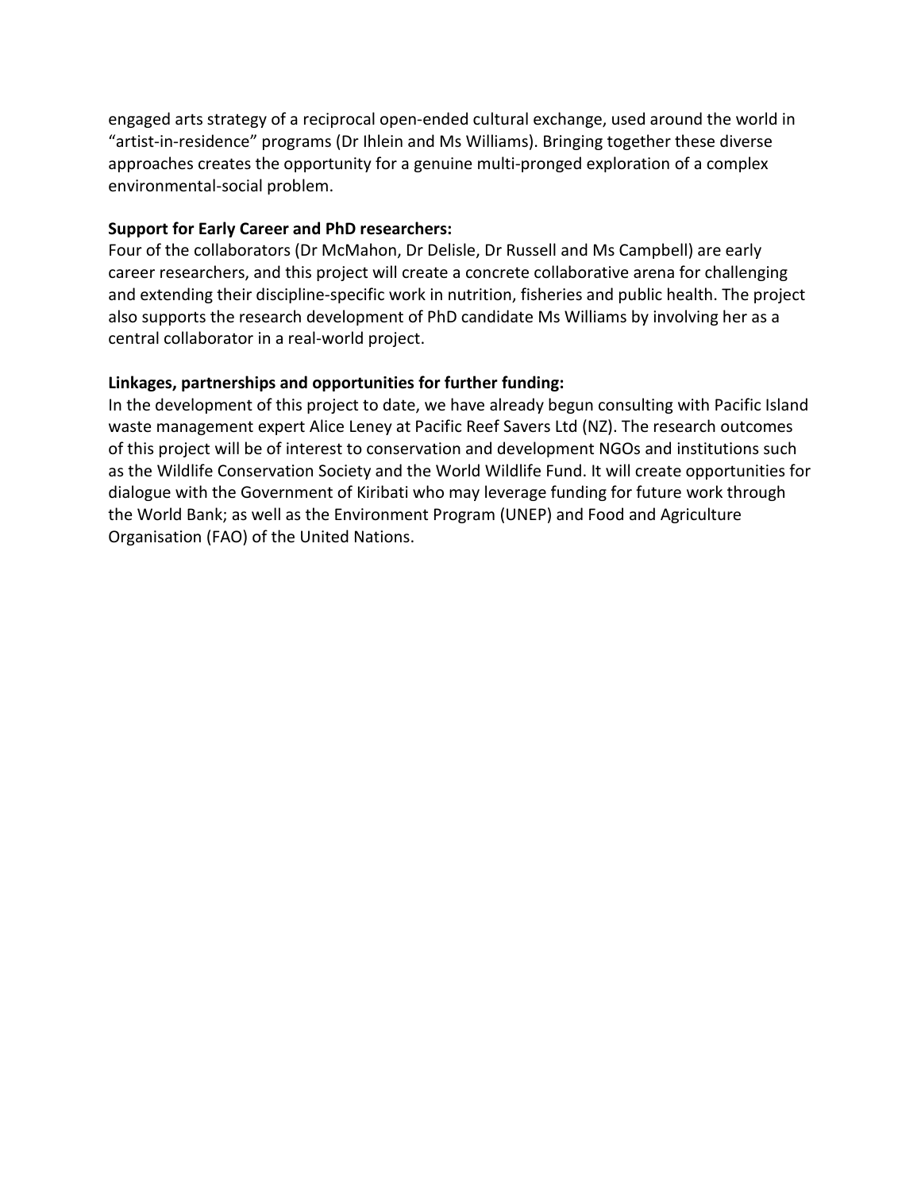engaged arts strategy of a reciprocal open-ended cultural exchange, used around the world in "artist-in-residence" programs (Dr Ihlein and Ms Williams). Bringing together these diverse approaches creates the opportunity for a genuine multi-pronged exploration of a complex environmental-social problem.

**Support for Early Career and PhD researchers:**

Four of the collaborators (Dr McMahon, Dr Delisle, Dr Russell and Ms Campbell) are early career researchers, and this project will create a concrete collaborative arena for challenging and extending their discipline-specific work in nutrition, fisheries and public health. The project also supports the research development of PhD candidate Ms Williams by involving her as a central collaborator in a real-world project.

**Linkages, partnerships and opportunities for further funding:**

In the development of this project to date, we have already begun consulting with Pacific Island waste management expert Alice Leney at Pacific Reef Savers Ltd (NZ). The research outcomes of this project will be of interest to conservation and development NGOs and institutions such as the Wildlife Conservation Society and the World Wildlife Fund. It will create opportunities for dialogue with the Government of Kiribati who may leverage funding for future work through the World Bank; as well as the Environment Program (UNEP) and Food and Agriculture Organisation (FAO) of the United Nations.